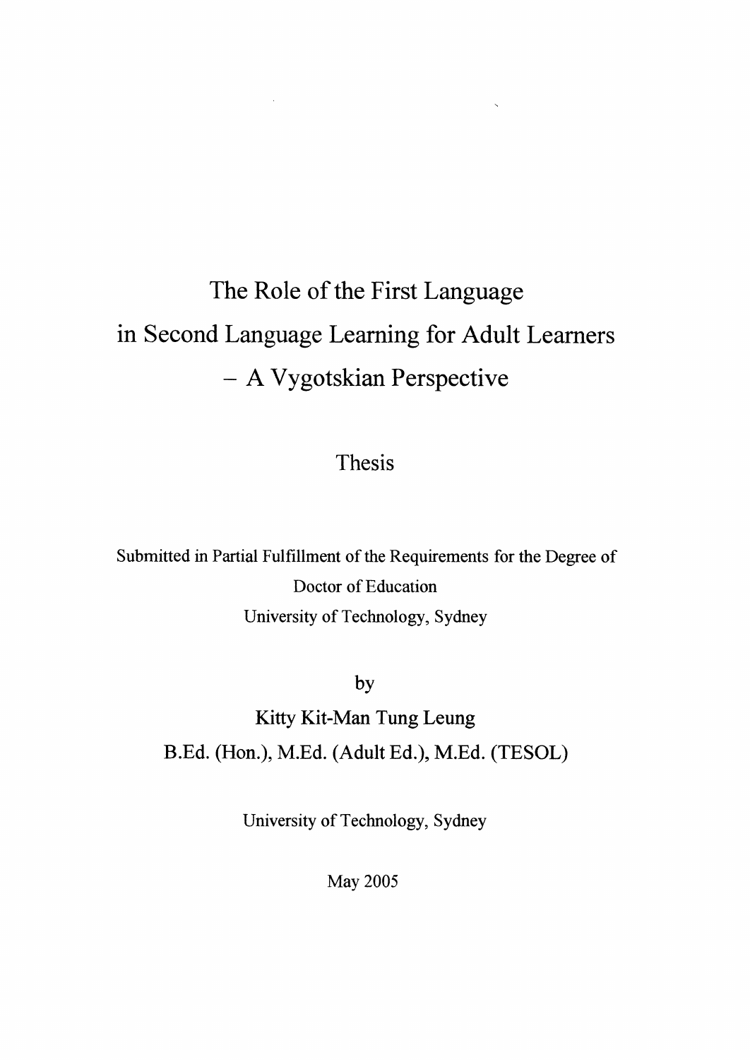# The Role of the First Language in Second Language Learning for Adult Learners – A Vygotskian Perspective

Thesis

Submitted in Partial Fulfillment of the Requirements for the Degree of
Doctor of Education
University of Technology, Sydney

by

Kitty Kit-Man Tung Leung
B.Ed. (Hon.), M.Ed. (Adult Ed.), M.Ed. (TESOL)

University of Technology, Sydney

May 2005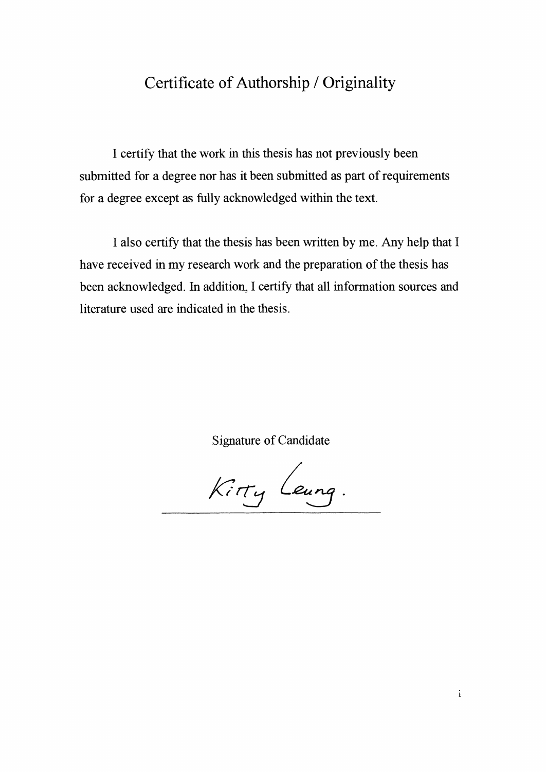# Certificate of Authorship / Originality

I certify that the work in this thesis has not previously been submitted for a degree nor has it been submitted as part of requirements for a degree except as fully acknowledged within the text.

I also certify that the thesis has been written by me. Any help that I have received in my research work and the preparation of the thesis has been acknowledged. In addition, I certify that all information sources and literature used are indicated in the thesis.

Signature of Candidate

Kitty Leung.

\_\_\_\_\_\_\_\_\_\_\_\_\_\_\_\_\_\_\_\_\_\_\_\_\_\_\_\_\_\_\_\_\_\_\_\_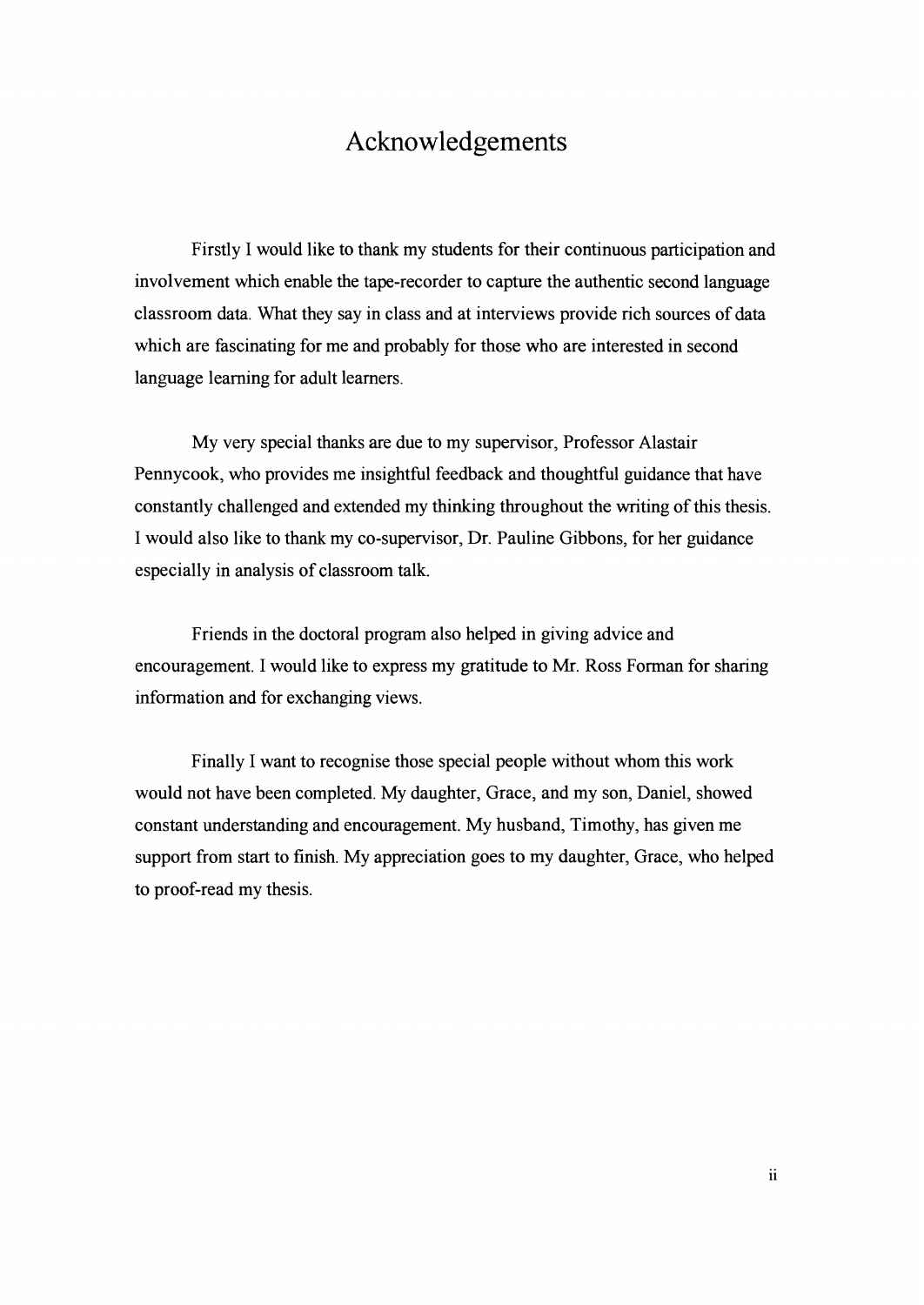# Acknowledgements

Firstly I would like to thank my students for their continuous participation and involvement which enable the tape-recorder to capture the authentic second language classroom data. What they say in class and at interviews provide rich sources of data which are fascinating for me and probably for those who are interested in second language learning for adult learners.

My very special thanks are due to my supervisor, Professor Alastair Pennycook, who provides me insightful feedback and thoughtful guidance that have constantly challenged and extended my thinking throughout the writing of this thesis. I would also like to thank my co-supervisor, Dr. Pauline Gibbons, for her guidance especially in analysis of classroom talk.

Friends in the doctoral program also helped in giving advice and encouragement. I would like to express my gratitude to Mr. Ross Forman for sharing information and for exchanging views.

Finally I want to recognise those special people without whom this work would not have been completed. My daughter, Grace, and my son, Daniel, showed constant understanding and encouragement. My husband, Timothy, has given me support from start to finish. My appreciation goes to my daughter, Grace, who helped to proof-read my thesis.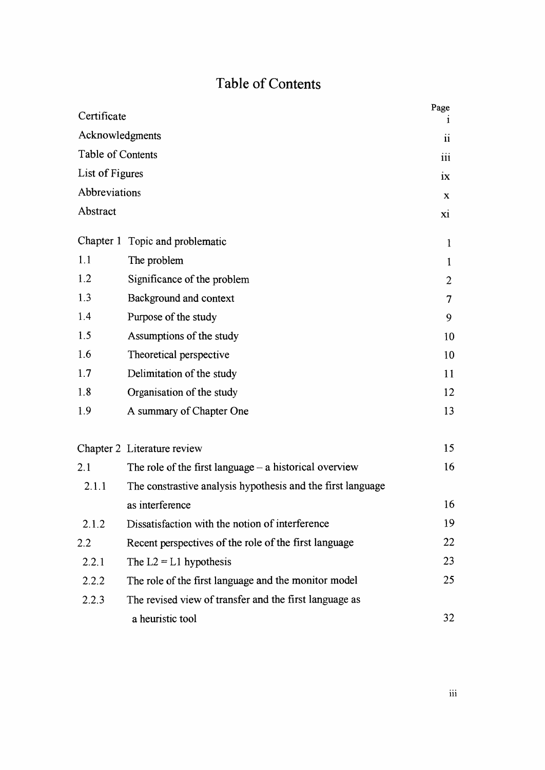# Table of Contents

| | | Page |
|---|---|---|
| Certificate | | i |
| Acknowledgments | | ii |
| Table of Contents | | iii |
| List of Figures | | ix |
| Abbreviations | | x |
| Abstract | | xi |
| Chapter 1 | Topic and problematic | 1 |
| 1.1 | The problem | 1 |
| 1.2 | Significance of the problem | 2 |
| 1.3 | Background and context | 7 |
| 1.4 | Purpose of the study | 9 |
| 1.5 | Assumptions of the study | 10 |
| 1.6 | Theoretical perspective | 10 |
| 1.7 | Delimitation of the study | 11 |
| 1.8 | Organisation of the study | 12 |
| 1.9 | A summary of Chapter One | 13 |
| Chapter 2 | Literature review | 15 |
| 2.1 | The role of the first language – a historical overview | 16 |
| 2.1.1 | The constrastive analysis hypothesis and the first language as interference | 16 |
| 2.1.2 | Dissatisfaction with the notion of interference | 19 |
| 2.2 | Recent perspectives of the role of the first language | 22 |
| 2.2.1 | The L2 = L1 hypothesis | 23 |
| 2.2.2 | The role of the first language and the monitor model | 25 |
| 2.2.3 | The revised view of transfer and the first language as a heuristic tool | 32 |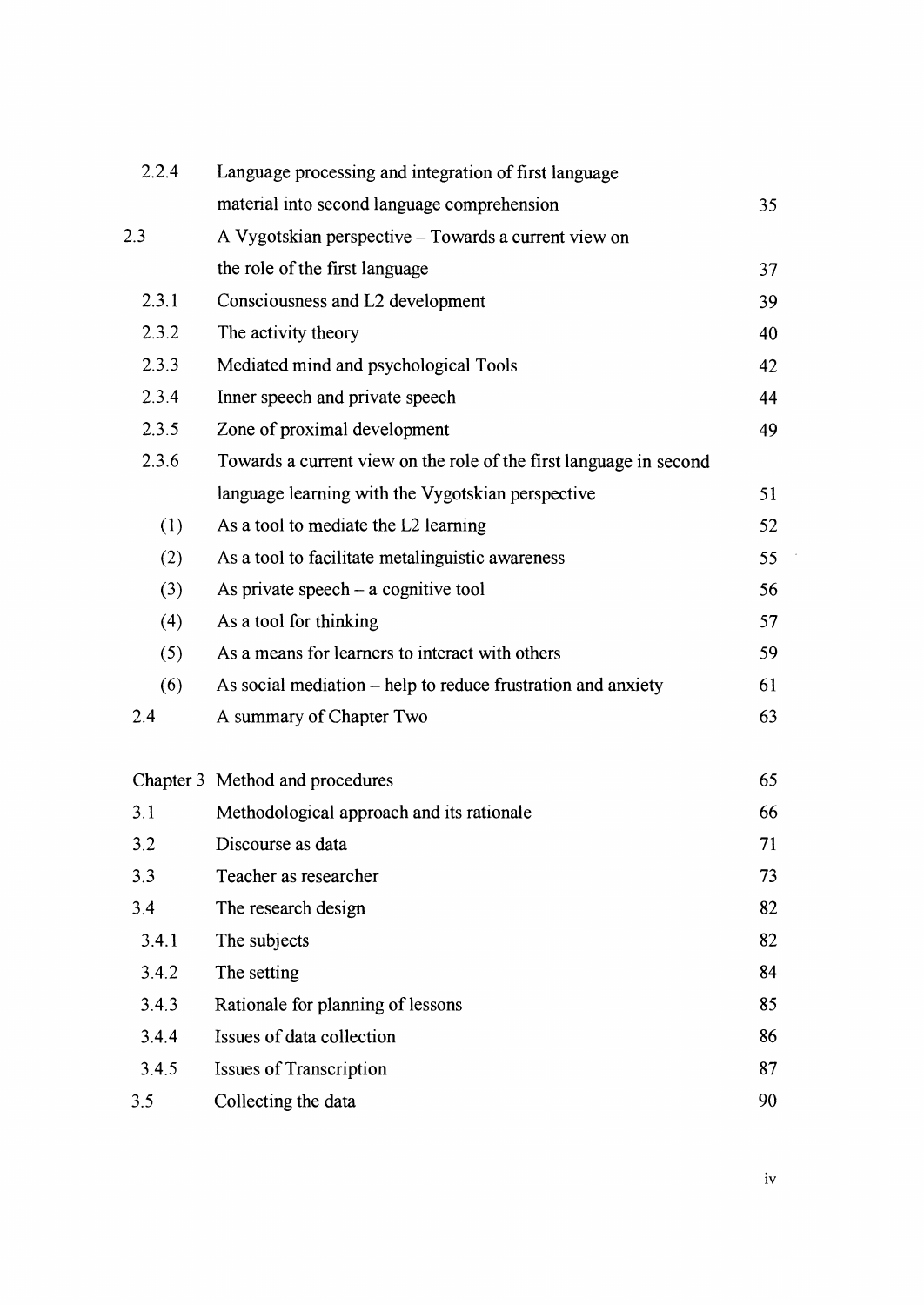| | | |
|---|---|---|
| 2.2.4 | Language processing and integration of first language material into second language comprehension | 35 |
| 2.3 | A Vygotskian perspective – Towards a current view on the role of the first language | 37 |
| 2.3.1 | Consciousness and L2 development | 39 |
| 2.3.2 | The activity theory | 40 |
| 2.3.3 | Mediated mind and psychological Tools | 42 |
| 2.3.4 | Inner speech and private speech | 44 |
| 2.3.5 | Zone of proximal development | 49 |
| 2.3.6 | Towards a current view on the role of the first language in second language learning with the Vygotskian perspective | 51 |
| (1) | As a tool to mediate the L2 learning | 52 |
| (2) | As a tool to facilitate metalinguistic awareness | 55 |
| (3) | As private speech – a cognitive tool | 56 |
| (4) | As a tool for thinking | 57 |
| (5) | As a means for learners to interact with others | 59 |
| (6) | As social mediation – help to reduce frustration and anxiety | 61 |
| 2.4 | A summary of Chapter Two | 63 |
| | | |
| Chapter 3 | Method and procedures | 65 |
| 3.1 | Methodological approach and its rationale | 66 |
| 3.2 | Discourse as data | 71 |
| 3.3 | Teacher as researcher | 73 |
| 3.4 | The research design | 82 |
| 3.4.1 | The subjects | 82 |
| 3.4.2 | The setting | 84 |
| 3.4.3 | Rationale for planning of lessons | 85 |
| 3.4.4 | Issues of data collection | 86 |
| 3.4.5 | Issues of Transcription | 87 |
| 3.5 | Collecting the data | 90 |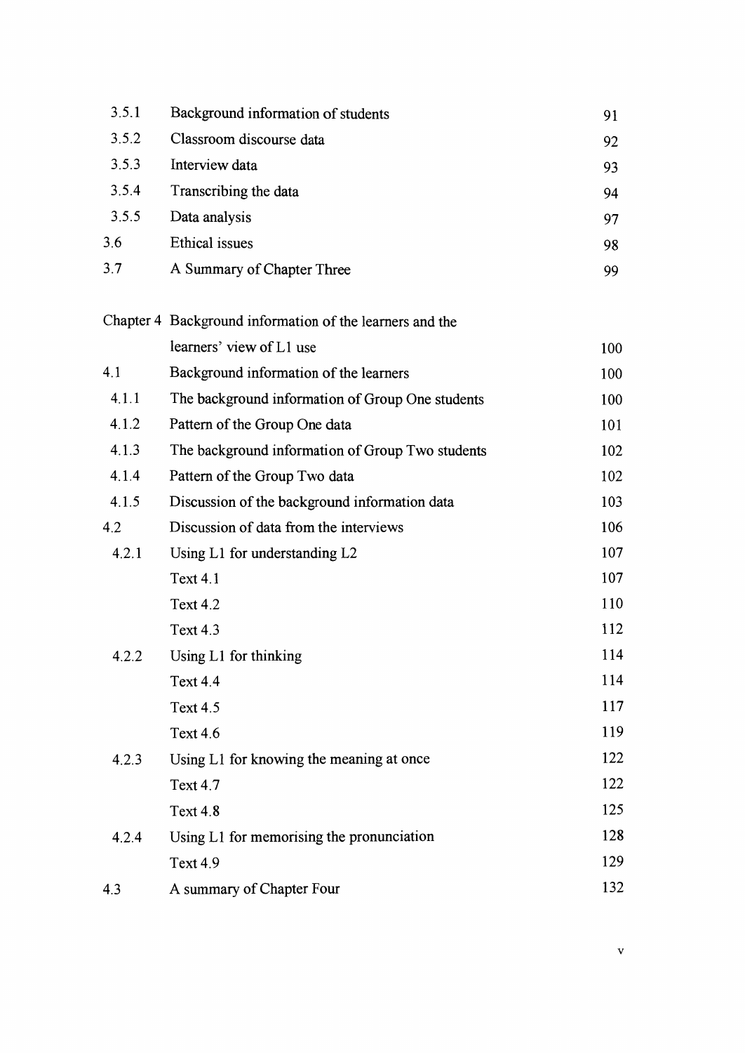| | | |
|---|---|---|
| 3.5.1 | Background information of students | 91 |
| 3.5.2 | Classroom discourse data | 92 |
| 3.5.3 | Interview data | 93 |
| 3.5.4 | Transcribing the data | 94 |
| 3.5.5 | Data analysis | 97 |
| 3.6 | Ethical issues | 98 |
| 3.7 | A Summary of Chapter Three | 99 |
| | | |
| Chapter 4 | Background information of the learners and the learners' view of L1 use | 100 |
| 4.1 | Background information of the learners | 100 |
| 4.1.1 | The background information of Group One students | 100 |
| 4.1.2 | Pattern of the Group One data | 101 |
| 4.1.3 | The background information of Group Two students | 102 |
| 4.1.4 | Pattern of the Group Two data | 102 |
| 4.1.5 | Discussion of the background information data | 103 |
| 4.2 | Discussion of data from the interviews | 106 |
| 4.2.1 | Using L1 for understanding L2 | 107 |
| | Text 4.1 | 107 |
| | Text 4.2 | 110 |
| | Text 4.3 | 112 |
| 4.2.2 | Using L1 for thinking | 114 |
| | Text 4.4 | 114 |
| | Text 4.5 | 117 |
| | Text 4.6 | 119 |
| 4.2.3 | Using L1 for knowing the meaning at once | 122 |
| | Text 4.7 | 122 |
| | Text 4.8 | 125 |
| 4.2.4 | Using L1 for memorising the pronunciation | 128 |
| | Text 4.9 | 129 |
| 4.3 | A summary of Chapter Four | 132 |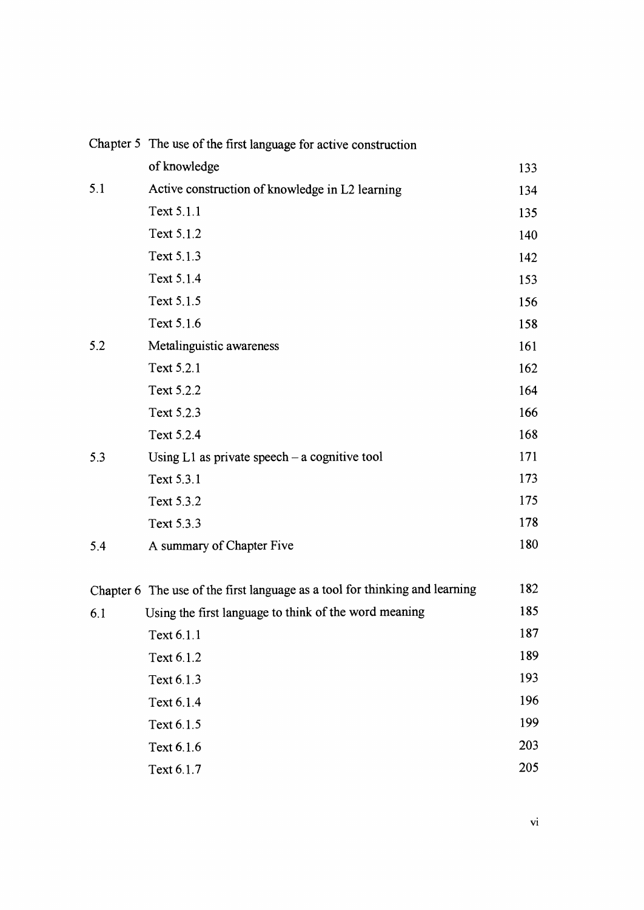| | | |
|---|---|---|
| Chapter 5 | The use of the first language for active construction of knowledge | 133 |
| 5.1 | Active construction of knowledge in L2 learning | 134 |
| | Text 5.1.1 | 135 |
| | Text 5.1.2 | 140 |
| | Text 5.1.3 | 142 |
| | Text 5.1.4 | 153 |
| | Text 5.1.5 | 156 |
| | Text 5.1.6 | 158 |
| 5.2 | Metalinguistic awareness | 161 |
| | Text 5.2.1 | 162 |
| | Text 5.2.2 | 164 |
| | Text 5.2.3 | 166 |
| | Text 5.2.4 | 168 |
| 5.3 | Using L1 as private speech – a cognitive tool | 171 |
| | Text 5.3.1 | 173 |
| | Text 5.3.2 | 175 |
| | Text 5.3.3 | 178 |
| 5.4 | A summary of Chapter Five | 180 |
| Chapter 6 | The use of the first language as a tool for thinking and learning | 182 |
| 6.1 | Using the first language to think of the word meaning | 185 |
| | Text 6.1.1 | 187 |
| | Text 6.1.2 | 189 |
| | Text 6.1.3 | 193 |
| | Text 6.1.4 | 196 |
| | Text 6.1.5 | 199 |
| | Text 6.1.6 | 203 |
| | Text 6.1.7 | 205 |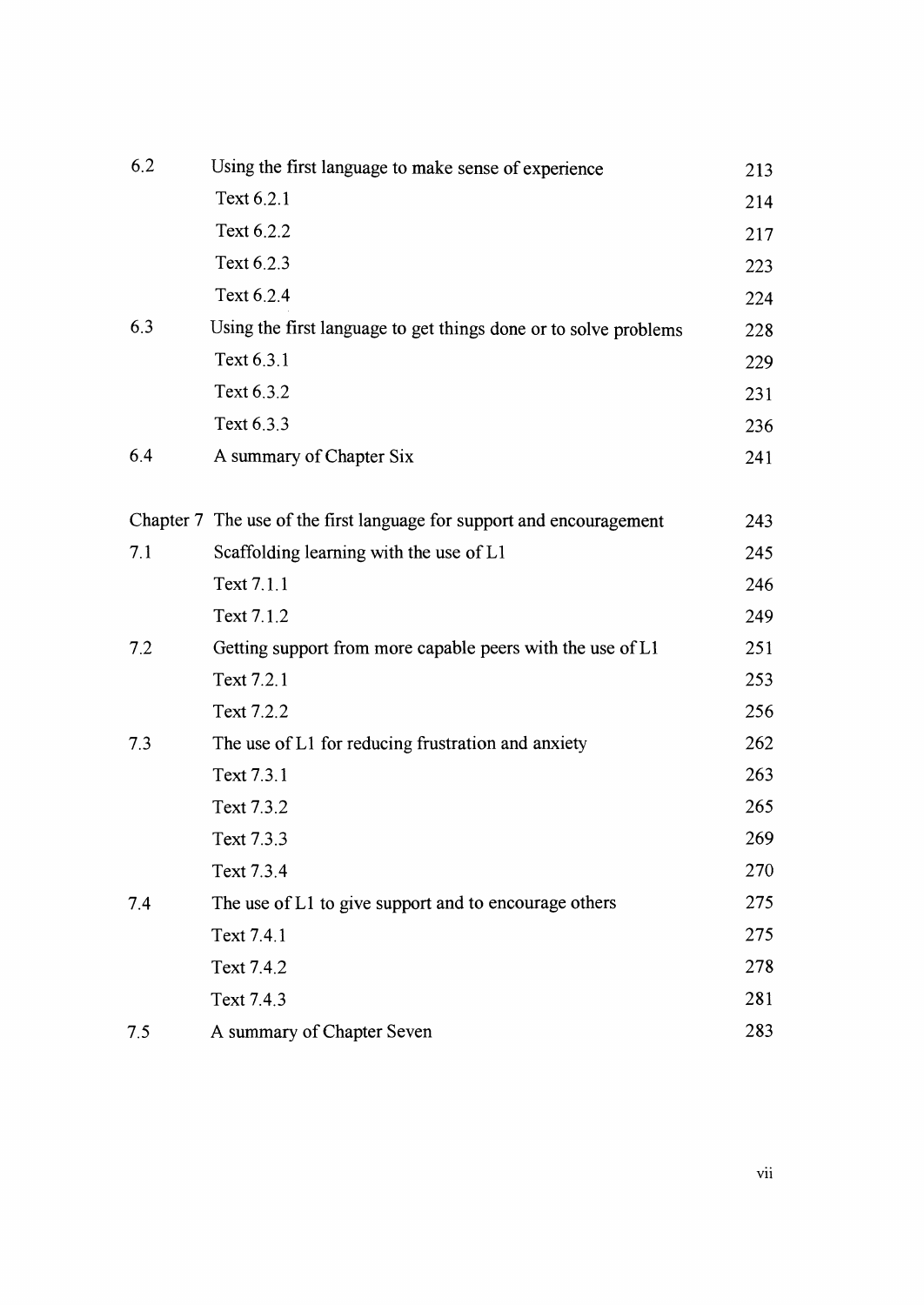| | | |
|---|---|---|
| 6.2 | Using the first language to make sense of experience | 213 |
| | Text 6.2.1 | 214 |
| | Text 6.2.2 | 217 |
| | Text 6.2.3 | 223 |
| | Text 6.2.4 | 224 |
| 6.3 | Using the first language to get things done or to solve problems | 228 |
| | Text 6.3.1 | 229 |
| | Text 6.3.2 | 231 |
| | Text 6.3.3 | 236 |
| 6.4 | A summary of Chapter Six | 241 |
| Chapter 7 | The use of the first language for support and encouragement | 243 |
| 7.1 | Scaffolding learning with the use of L1 | 245 |
| | Text 7.1.1 | 246 |
| | Text 7.1.2 | 249 |
| 7.2 | Getting support from more capable peers with the use of L1 | 251 |
| | Text 7.2.1 | 253 |
| | Text 7.2.2 | 256 |
| 7.3 | The use of L1 for reducing frustration and anxiety | 262 |
| | Text 7.3.1 | 263 |
| | Text 7.3.2 | 265 |
| | Text 7.3.3 | 269 |
| | Text 7.3.4 | 270 |
| 7.4 | The use of L1 to give support and to encourage others | 275 |
| | Text 7.4.1 | 275 |
| | Text 7.4.2 | 278 |
| | Text 7.4.3 | 281 |
| 7.5 | A summary of Chapter Seven | 283 |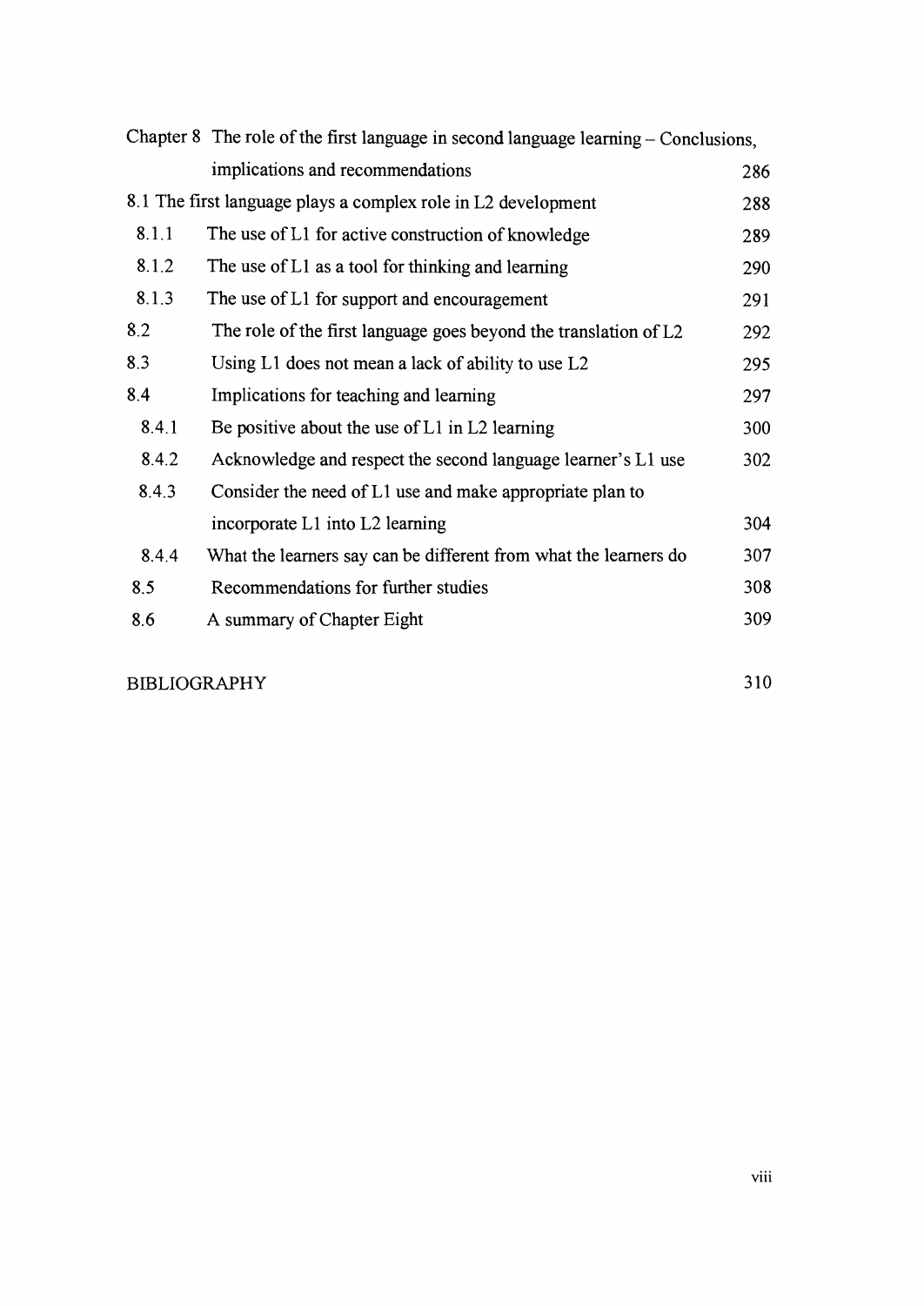| | | |
|---|---|---|
| Chapter 8 | The role of the first language in second language learning – Conclusions, implications and recommendations | 286 |
| 8.1 | The first language plays a complex role in L2 development | 288 |
| 8.1.1 | The use of L1 for active construction of knowledge | 289 |
| 8.1.2 | The use of L1 as a tool for thinking and learning | 290 |
| 8.1.3 | The use of L1 for support and encouragement | 291 |
| 8.2 | The role of the first language goes beyond the translation of L2 | 292 |
| 8.3 | Using L1 does not mean a lack of ability to use L2 | 295 |
| 8.4 | Implications for teaching and learning | 297 |
| 8.4.1 | Be positive about the use of L1 in L2 learning | 300 |
| 8.4.2 | Acknowledge and respect the second language learner's L1 use | 302 |
| 8.4.3 | Consider the need of L1 use and make appropriate plan to incorporate L1 into L2 learning | 304 |
| 8.4.4 | What the learners say can be different from what the learners do | 307 |
| 8.5 | Recommendations for further studies | 308 |
| 8.6 | A summary of Chapter Eight | 309 |
| BIBLIOGRAPHY | | 310 |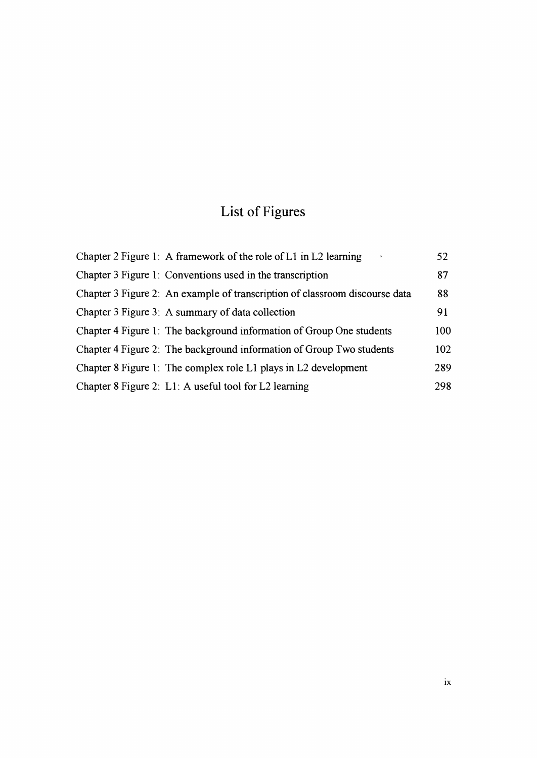# List of Figures

| | |
|---|---|
| Chapter 2 Figure 1: A framework of the role of L1 in L2 learning | 52 |
| Chapter 3 Figure 1: Conventions used in the transcription | 87 |
| Chapter 3 Figure 2: An example of transcription of classroom discourse data | 88 |
| Chapter 3 Figure 3: A summary of data collection | 91 |
| Chapter 4 Figure 1: The background information of Group One students | 100 |
| Chapter 4 Figure 2: The background information of Group Two students | 102 |
| Chapter 8 Figure 1: The complex role L1 plays in L2 development | 289 |
| Chapter 8 Figure 2: L1: A useful tool for L2 learning | 298 |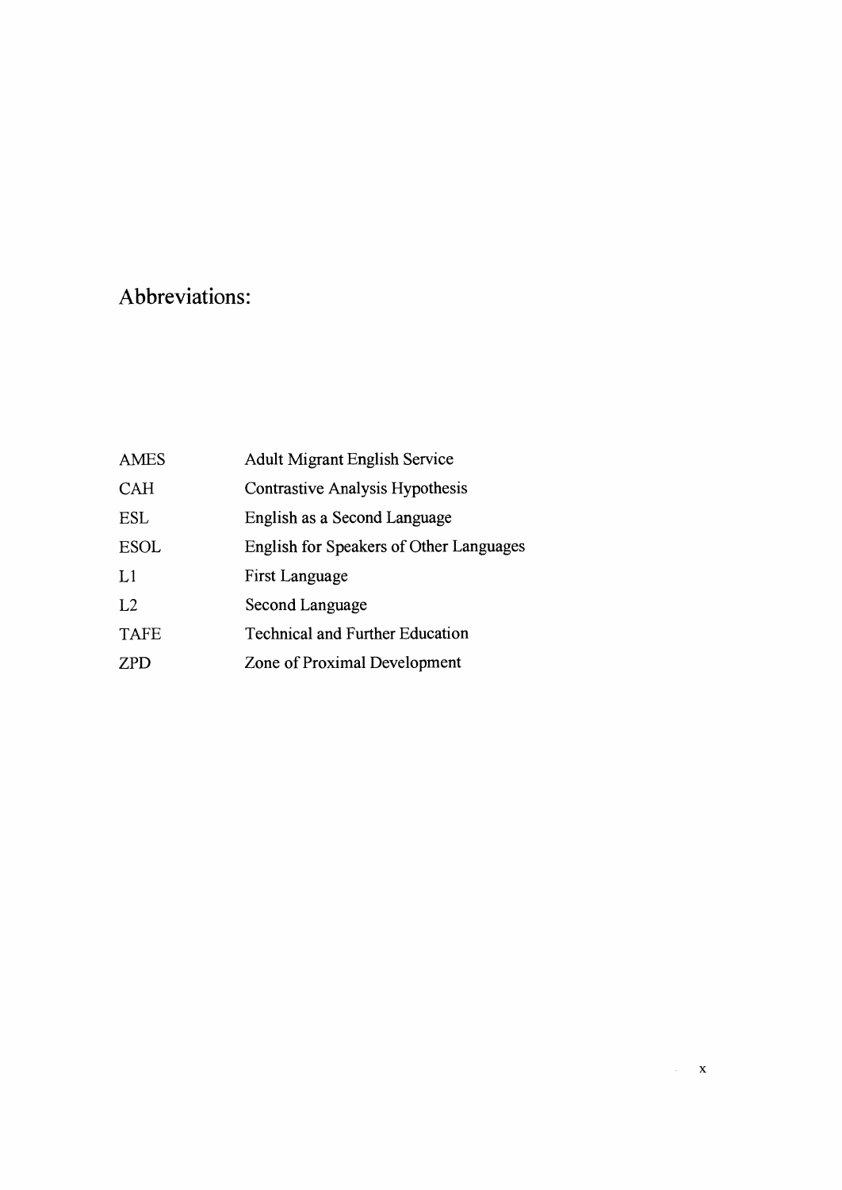# Abbreviations:

| | |
|---|---|
| AMES | Adult Migrant English Service |
| CAH | Contrastive Analysis Hypothesis |
| ESL | English as a Second Language |
| ESOL | English for Speakers of Other Languages |
| L1 | First Language |
| L2 | Second Language |
| TAFE | Technical and Further Education |
| ZPD | Zone of Proximal Development |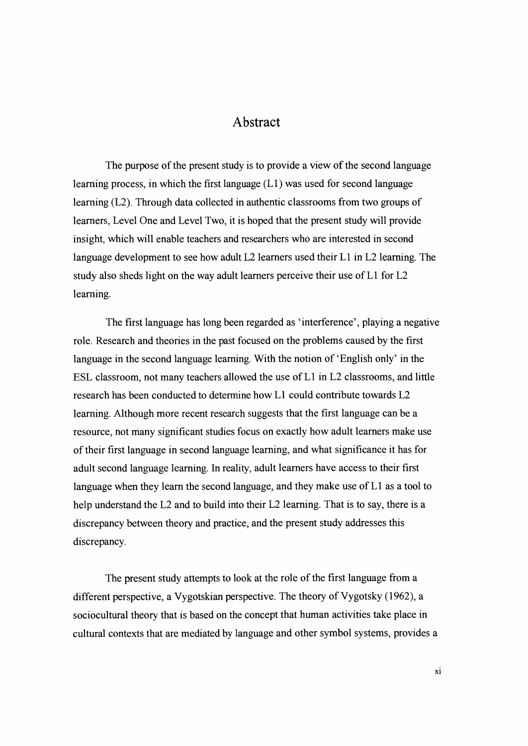# Abstract

The purpose of the present study is to provide a view of the second language learning process, in which the first language (L1) was used for second language learning (L2). Through data collected in authentic classrooms from two groups of learners, Level One and Level Two, it is hoped that the present study will provide insight, which will enable teachers and researchers who are interested in second language development to see how adult L2 learners used their L1 in L2 learning. The study also sheds light on the way adult learners perceive their use of L1 for L2 learning.

The first language has long been regarded as 'interference', playing a negative role. Research and theories in the past focused on the problems caused by the first language in the second language learning. With the notion of 'English only' in the ESL classroom, not many teachers allowed the use of L1 in L2 classrooms, and little research has been conducted to determine how L1 could contribute towards L2 learning. Although more recent research suggests that the first language can be a resource, not many significant studies focus on exactly how adult learners make use of their first language in second language learning, and what significance it has for adult second language learning. In reality, adult learners have access to their first language when they learn the second language, and they make use of L1 as a tool to help understand the L2 and to build into their L2 learning. That is to say, there is a discrepancy between theory and practice, and the present study addresses this discrepancy.

The present study attempts to look at the role of the first language from a different perspective, a Vygotskian perspective. The theory of Vygotsky (1962), a sociocultural theory that is based on the concept that human activities take place in cultural contexts that are mediated by language and other symbol systems, provides a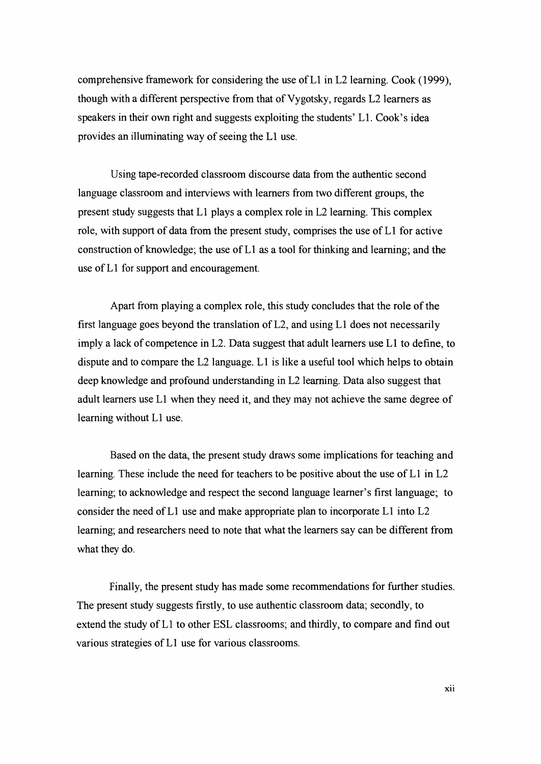comprehensive framework for considering the use of L1 in L2 learning. Cook (1999), though with a different perspective from that of Vygotsky, regards L2 learners as speakers in their own right and suggests exploiting the students' L1. Cook's idea provides an illuminating way of seeing the L1 use.

Using tape-recorded classroom discourse data from the authentic second language classroom and interviews with learners from two different groups, the present study suggests that L1 plays a complex role in L2 learning. This complex role, with support of data from the present study, comprises the use of L1 for active construction of knowledge; the use of L1 as a tool for thinking and learning; and the use of L1 for support and encouragement.

Apart from playing a complex role, this study concludes that the role of the first language goes beyond the translation of L2, and using L1 does not necessarily imply a lack of competence in L2. Data suggest that adult learners use L1 to define, to dispute and to compare the L2 language. L1 is like a useful tool which helps to obtain deep knowledge and profound understanding in L2 learning. Data also suggest that adult learners use L1 when they need it, and they may not achieve the same degree of learning without L1 use.

Based on the data, the present study draws some implications for teaching and learning. These include the need for teachers to be positive about the use of L1 in L2 learning; to acknowledge and respect the second language learner's first language; to consider the need of L1 use and make appropriate plan to incorporate L1 into L2 learning; and researchers need to note that what the learners say can be different from what they do.

Finally, the present study has made some recommendations for further studies. The present study suggests firstly, to use authentic classroom data; secondly, to extend the study of L1 to other ESL classrooms; and thirdly, to compare and find out various strategies of L1 use for various classrooms.